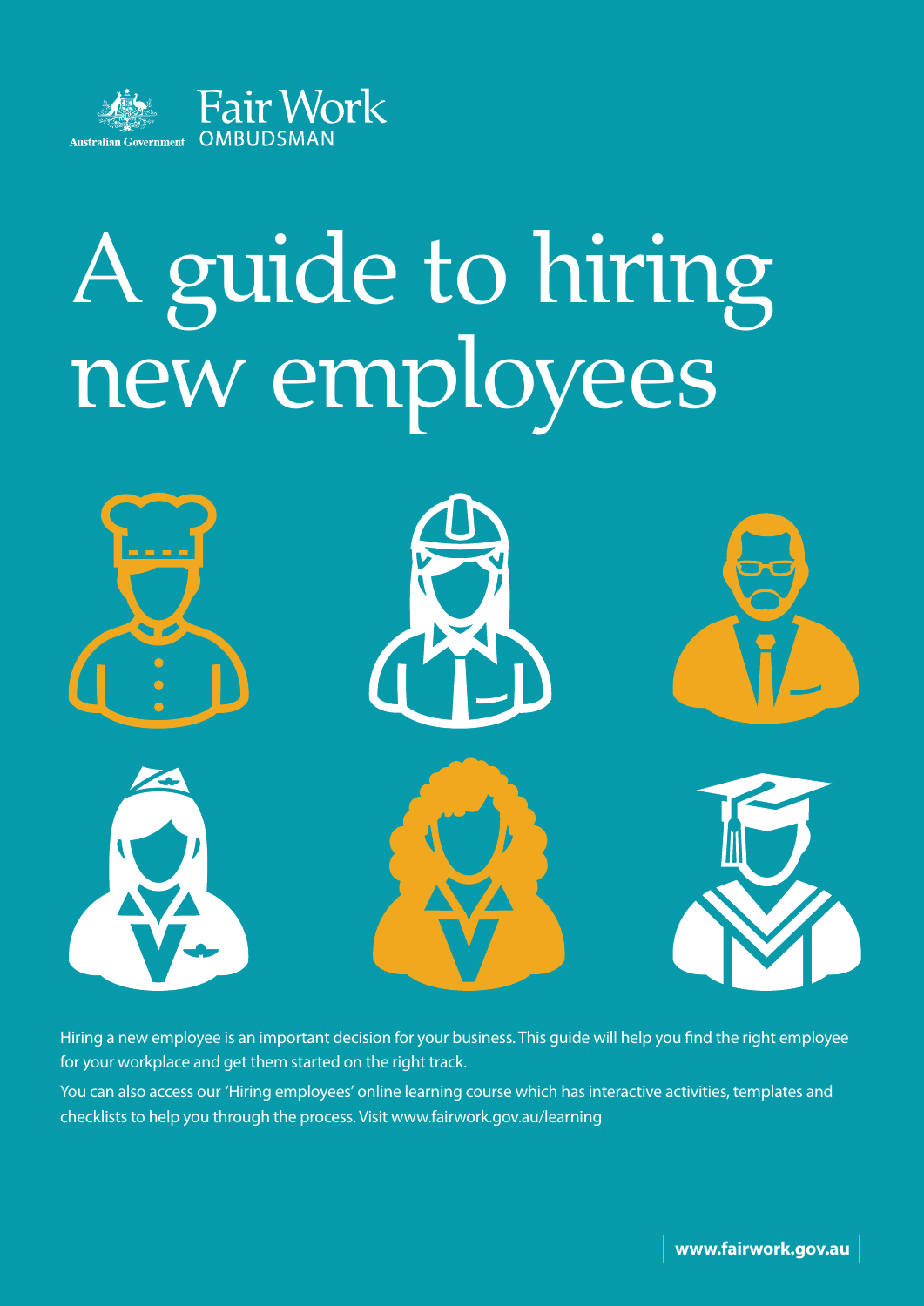Australian Government

Fair Work
OMBUDSMAN

# A guide to hiring new employees

Hiring a new employee is an important decision for your business. This guide will help you find the right employee for your workplace and get them started on the right track.

You can also access our 'Hiring employees' online learning course which has interactive activities, templates and checklists to help you through the process. Visit www.fairwork.gov.au/learning

**www.fairwork.gov.au**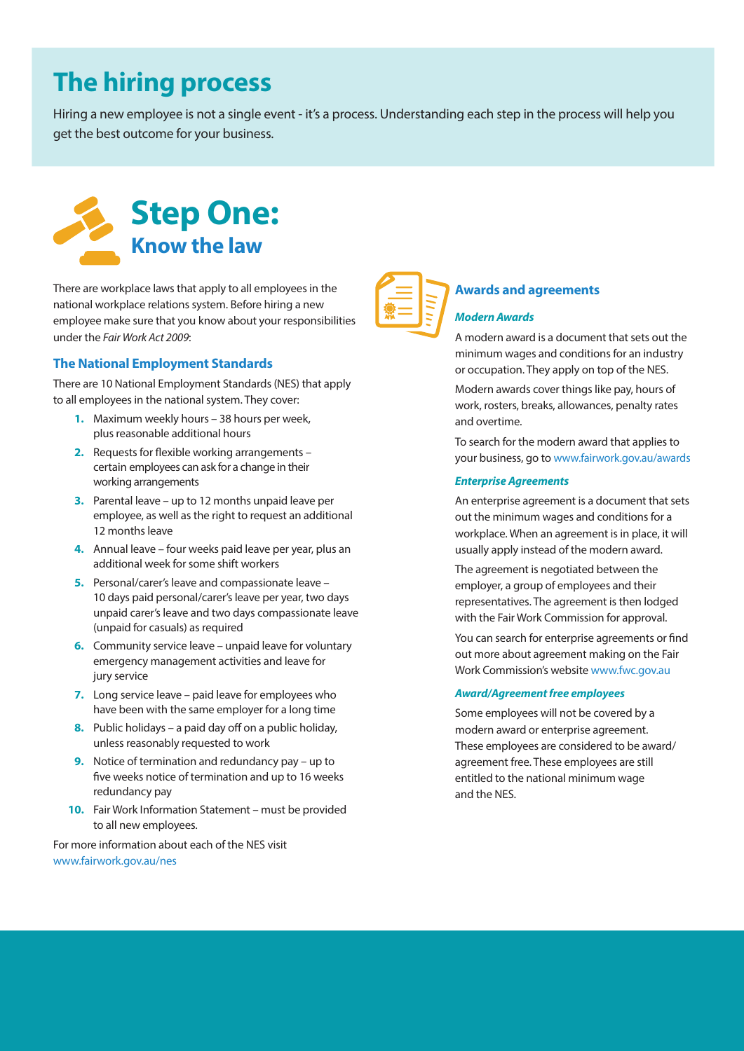# The hiring process

Hiring a new employee is not a single event - it's a process. Understanding each step in the process will help you get the best outcome for your business.

## Step One:
### Know the law

There are workplace laws that apply to all employees in the national workplace relations system. Before hiring a new employee make sure that you know about your responsibilities under the *Fair Work Act 2009*:

### The National Employment Standards

There are 10 National Employment Standards (NES) that apply to all employees in the national system. They cover:

1. Maximum weekly hours – 38 hours per week, plus reasonable additional hours
2. Requests for flexible working arrangements – certain employees can ask for a change in their working arrangements
3. Parental leave – up to 12 months unpaid leave per employee, as well as the right to request an additional 12 months leave
4. Annual leave – four weeks paid leave per year, plus an additional week for some shift workers
5. Personal/carer's leave and compassionate leave – 10 days paid personal/carer's leave per year, two days unpaid carer's leave and two days compassionate leave (unpaid for casuals) as required
6. Community service leave – unpaid leave for voluntary emergency management activities and leave for jury service
7. Long service leave – paid leave for employees who have been with the same employer for a long time
8. Public holidays – a paid day off on a public holiday, unless reasonably requested to work
9. Notice of termination and redundancy pay – up to five weeks notice of termination and up to 16 weeks redundancy pay
10. Fair Work Information Statement – must be provided to all new employees.

For more information about each of the NES visit www.fairwork.gov.au/nes

### Awards and agreements

#### *Modern Awards*

A modern award is a document that sets out the minimum wages and conditions for an industry or occupation. They apply on top of the NES.

Modern awards cover things like pay, hours of work, rosters, breaks, allowances, penalty rates and overtime.

To search for the modern award that applies to your business, go to www.fairwork.gov.au/awards

#### *Enterprise Agreements*

An enterprise agreement is a document that sets out the minimum wages and conditions for a workplace. When an agreement is in place, it will usually apply instead of the modern award.

The agreement is negotiated between the employer, a group of employees and their representatives. The agreement is then lodged with the Fair Work Commission for approval.

You can search for enterprise agreements or find out more about agreement making on the Fair Work Commission's website www.fwc.gov.au

#### *Award/Agreement free employees*

Some employees will not be covered by a modern award or enterprise agreement. These employees are considered to be award/agreement free. These employees are still entitled to the national minimum wage and the NES.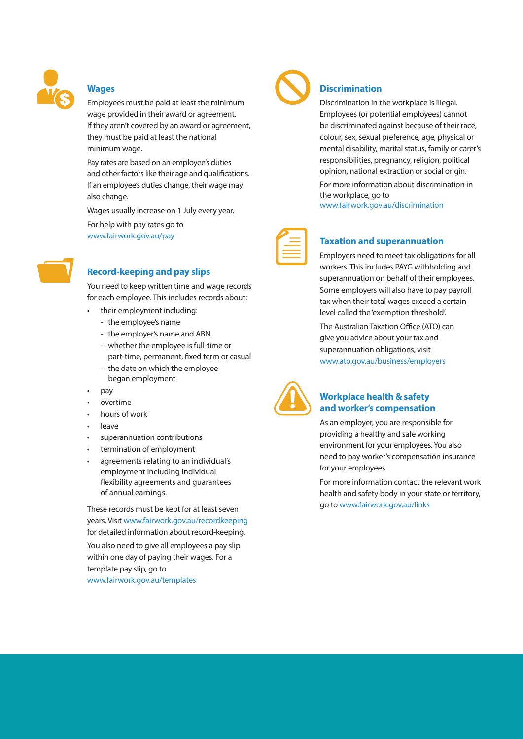## Wages

Employees must be paid at least the minimum wage provided in their award or agreement. If they aren't covered by an award or agreement, they must be paid at least the national minimum wage.

Pay rates are based on an employee's duties and other factors like their age and qualifications. If an employee's duties change, their wage may also change.

Wages usually increase on 1 July every year.

For help with pay rates go to www.fairwork.gov.au/pay

## Record-keeping and pay slips

You need to keep written time and wage records for each employee. This includes records about:

- their employment including:
  - the employee's name
  - the employer's name and ABN
  - whether the employee is full-time or part-time, permanent, fixed term or casual
  - the date on which the employee began employment
- pay
- overtime
- hours of work
- leave
- superannuation contributions
- termination of employment
- agreements relating to an individual's employment including individual flexibility agreements and guarantees of annual earnings.

These records must be kept for at least seven years. Visit www.fairwork.gov.au/recordkeeping for detailed information about record-keeping.

You also need to give all employees a pay slip within one day of paying their wages. For a template pay slip, go to www.fairwork.gov.au/templates

## Discrimination

Discrimination in the workplace is illegal. Employees (or potential employees) cannot be discriminated against because of their race, colour, sex, sexual preference, age, physical or mental disability, marital status, family or carer's responsibilities, pregnancy, religion, political opinion, national extraction or social origin.

For more information about discrimination in the workplace, go to www.fairwork.gov.au/discrimination

## Taxation and superannuation

Employers need to meet tax obligations for all workers. This includes PAYG withholding and superannuation on behalf of their employees. Some employers will also have to pay payroll tax when their total wages exceed a certain level called the 'exemption threshold'.

The Australian Taxation Office (ATO) can give you advice about your tax and superannuation obligations, visit www.ato.gov.au/business/employers

## Workplace health & safety and worker's compensation

As an employer, you are responsible for providing a healthy and safe working environment for your employees. You also need to pay worker's compensation insurance for your employees.

For more information contact the relevant work health and safety body in your state or territory, go to www.fairwork.gov.au/links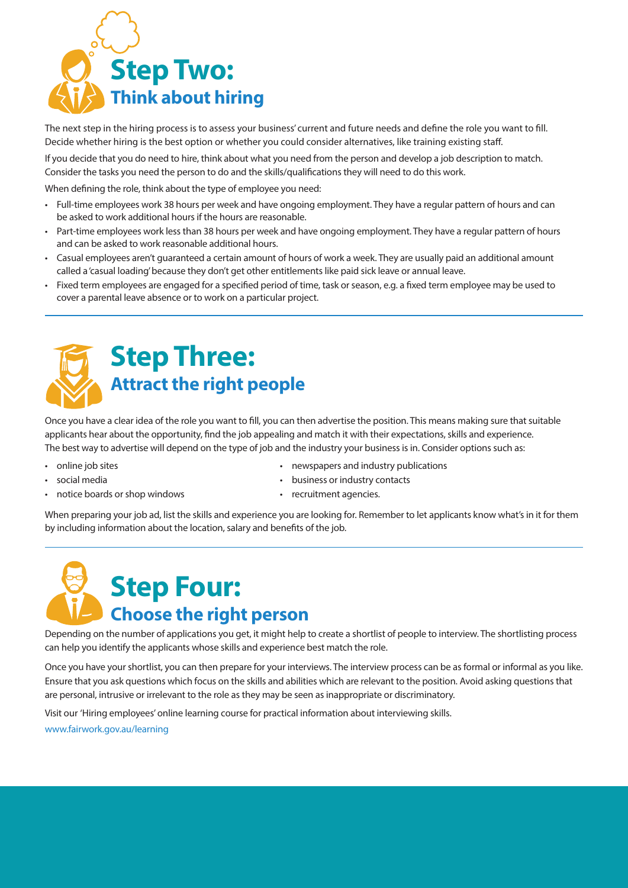## Step Two:
### Think about hiring

The next step in the hiring process is to assess your business' current and future needs and define the role you want to fill. Decide whether hiring is the best option or whether you could consider alternatives, like training existing staff.

If you decide that you do need to hire, think about what you need from the person and develop a job description to match. Consider the tasks you need the person to do and the skills/qualifications they will need to do this work.

When defining the role, think about the type of employee you need:

- Full-time employees work 38 hours per week and have ongoing employment. They have a regular pattern of hours and can be asked to work additional hours if the hours are reasonable.
- Part-time employees work less than 38 hours per week and have ongoing employment. They have a regular pattern of hours and can be asked to work reasonable additional hours.
- Casual employees aren't guaranteed a certain amount of hours of work a week. They are usually paid an additional amount called a 'casual loading' because they don't get other entitlements like paid sick leave or annual leave.
- Fixed term employees are engaged for a specified period of time, task or season, e.g. a fixed term employee may be used to cover a parental leave absence or to work on a particular project.

## Step Three:
### Attract the right people

Once you have a clear idea of the role you want to fill, you can then advertise the position. This means making sure that suitable applicants hear about the opportunity, find the job appealing and match it with their expectations, skills and experience. The best way to advertise will depend on the type of job and the industry your business is in. Consider options such as:

- online job sites
- social media
- notice boards or shop windows
- newspapers and industry publications
- business or industry contacts
- recruitment agencies.

When preparing your job ad, list the skills and experience you are looking for. Remember to let applicants know what's in it for them by including information about the location, salary and benefits of the job.

## Step Four:
### Choose the right person

Depending on the number of applications you get, it might help to create a shortlist of people to interview. The shortlisting process can help you identify the applicants whose skills and experience best match the role.

Once you have your shortlist, you can then prepare for your interviews. The interview process can be as formal or informal as you like. Ensure that you ask questions which focus on the skills and abilities which are relevant to the position. Avoid asking questions that are personal, intrusive or irrelevant to the role as they may be seen as inappropriate or discriminatory.

Visit our 'Hiring employees' online learning course for practical information about interviewing skills.

www.fairwork.gov.au/learning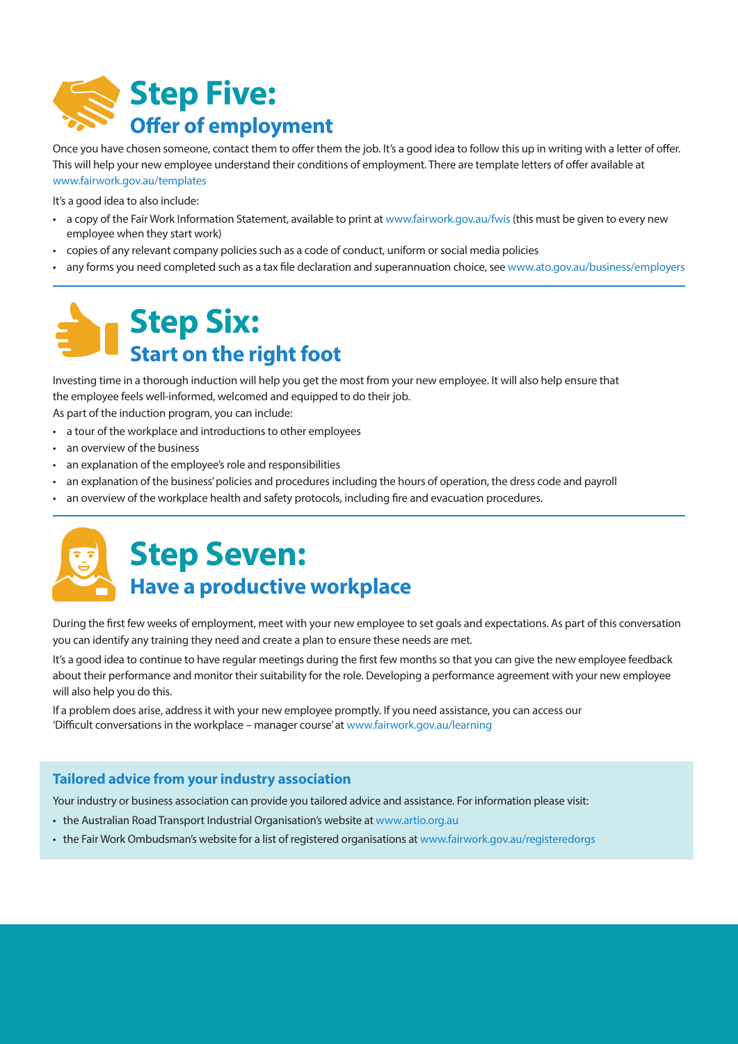# Step Five:
## Offer of employment

Once you have chosen someone, contact them to offer them the job. It's a good idea to follow this up in writing with a letter of offer. This will help your new employee understand their conditions of employment. There are template letters of offer available at www.fairwork.gov.au/templates

It's a good idea to also include:

- a copy of the Fair Work Information Statement, available to print at www.fairwork.gov.au/fwis (this must be given to every new employee when they start work)
- copies of any relevant company policies such as a code of conduct, uniform or social media policies
- any forms you need completed such as a tax file declaration and superannuation choice, see www.ato.gov.au/business/employers

# Step Six:
## Start on the right foot

Investing time in a thorough induction will help you get the most from your new employee. It will also help ensure that the employee feels well-informed, welcomed and equipped to do their job.

As part of the induction program, you can include:

- a tour of the workplace and introductions to other employees
- an overview of the business
- an explanation of the employee's role and responsibilities
- an explanation of the business' policies and procedures including the hours of operation, the dress code and payroll
- an overview of the workplace health and safety protocols, including fire and evacuation procedures.

# Step Seven:
## Have a productive workplace

During the first few weeks of employment, meet with your new employee to set goals and expectations. As part of this conversation you can identify any training they need and create a plan to ensure these needs are met.

It's a good idea to continue to have regular meetings during the first few months so that you can give the new employee feedback about their performance and monitor their suitability for the role. Developing a performance agreement with your new employee will also help you do this.

If a problem does arise, address it with your new employee promptly. If you need assistance, you can access our 'Difficult conversations in the workplace – manager course' at www.fairwork.gov.au/learning

### Tailored advice from your industry association

Your industry or business association can provide you tailored advice and assistance. For information please visit:

- the Australian Road Transport Industrial Organisation's website at www.artio.org.au
- the Fair Work Ombudsman's website for a list of registered organisations at www.fairwork.gov.au/registeredorgs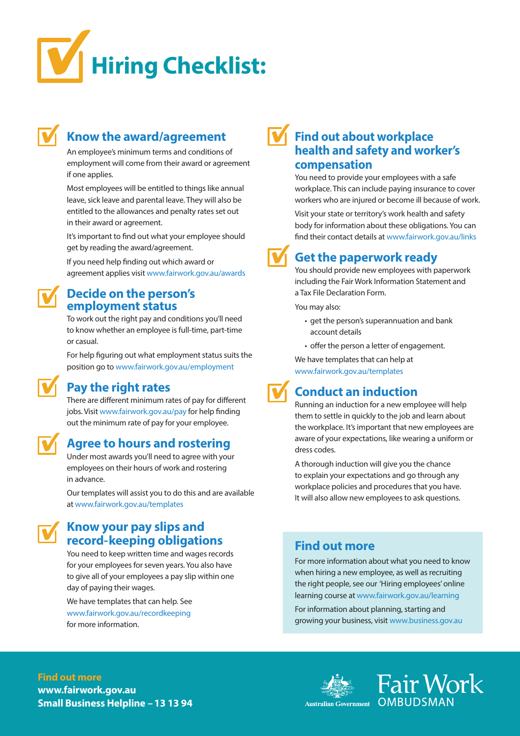# Hiring Checklist:

## Know the award/agreement

An employee's minimum terms and conditions of employment will come from their award or agreement if one applies.

Most employees will be entitled to things like annual leave, sick leave and parental leave. They will also be entitled to the allowances and penalty rates set out in their award or agreement.

It's important to find out what your employee should get by reading the award/agreement.

If you need help finding out which award or agreement applies visit www.fairwork.gov.au/awards

## Decide on the person's employment status

To work out the right pay and conditions you'll need to know whether an employee is full-time, part-time or casual.

For help figuring out what employment status suits the position go to www.fairwork.gov.au/employment

## Pay the right rates

There are different minimum rates of pay for different jobs. Visit www.fairwork.gov.au/pay for help finding out the minimum rate of pay for your employee.

## Agree to hours and rostering

Under most awards you'll need to agree with your employees on their hours of work and rostering in advance.

Our templates will assist you to do this and are available at www.fairwork.gov.au/templates

## Know your pay slips and record-keeping obligations

You need to keep written time and wages records for your employees for seven years. You also have to give all of your employees a pay slip within one day of paying their wages.

We have templates that can help. See www.fairwork.gov.au/recordkeeping for more information.

## Find out about workplace health and safety and worker's compensation

You need to provide your employees with a safe workplace. This can include paying insurance to cover workers who are injured or become ill because of work.

Visit your state or territory's work health and safety body for information about these obligations. You can find their contact details at www.fairwork.gov.au/links

## Get the paperwork ready

You should provide new employees with paperwork including the Fair Work Information Statement and a Tax File Declaration Form.

You may also:

- get the person's superannuation and bank account details
- offer the person a letter of engagement.

We have templates that can help at www.fairwork.gov.au/templates

## Conduct an induction

Running an induction for a new employee will help them to settle in quickly to the job and learn about the workplace. It's important that new employees are aware of your expectations, like wearing a uniform or dress codes.

A thorough induction will give you the chance to explain your expectations and go through any workplace policies and procedures that you have. It will also allow new employees to ask questions.

## Find out more

For more information about what you need to know when hiring a new employee, as well as recruiting the right people, see our 'Hiring employees' online learning course at www.fairwork.gov.au/learning

For information about planning, starting and growing your business, visit www.business.gov.au

**Find out more**
**www.fairwork.gov.au**
**Small Business Helpline – 13 13 94**

Australian Government | Fair Work OMBUDSMAN